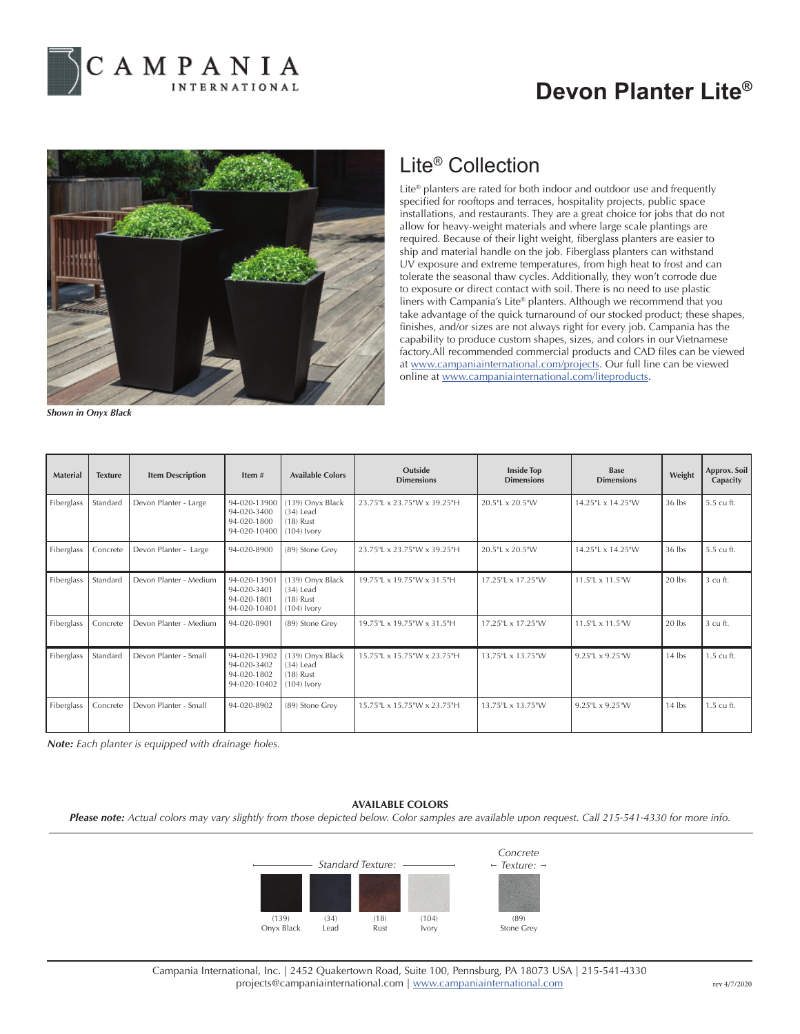# Devon Planter Lite®

*Shown in Onyx Black*

## Lite® Collection

Lite® planters are rated for both indoor and outdoor use and frequently specified for rooftops and terraces, hospitality projects, public space installations, and restaurants. They are a great choice for jobs that do not allow for heavy-weight materials and where large scale plantings are required. Because of their light weight, fiberglass planters are easier to ship and material handle on the job. Fiberglass planters can withstand UV exposure and extreme temperatures, from high heat to frost and can tolerate the seasonal thaw cycles. Additionally, they won't corrode due to exposure or direct contact with soil. There is no need to use plastic liners with Campania's Lite® planters. Although we recommend that you take advantage of the quick turnaround of our stocked product; these shapes, finishes, and/or sizes are not always right for every job. Campania has the capability to produce custom shapes, sizes, and colors in our Vietnamese factory.All recommended commercial products and CAD files can be viewed at www.campaniainternational.com/projects. Our full line can be viewed online at www.campaniainternational.com/liteproducts.

| Material | Texture | Item Description | Item # | Available Colors | Outside Dimensions | Inside Top Dimensions | Base Dimensions | Weight | Approx. Soil Capacity |
|---|---|---|---|---|---|---|---|---|---|
| Fiberglass | Standard | Devon Planter - Large | 94-020-13900<br>94-020-3400<br>94-020-1800<br>94-020-10400 | (139) Onyx Black<br>(34) Lead<br>(18) Rust<br>(104) Ivory | 23.75"L x 23.75"W x 39.25"H | 20.5"L x 20.5"W | 14.25"L x 14.25"W | 36 lbs | 5.5 cu ft. |
| Fiberglass | Concrete | Devon Planter - Large | 94-020-8900 | (89) Stone Grey | 23.75"L x 23.75"W x 39.25"H | 20.5"L x 20.5"W | 14.25"L x 14.25"W | 36 lbs | 5.5 cu ft. |
| Fiberglass | Standard | Devon Planter - Medium | 94-020-13901<br>94-020-3401<br>94-020-1801<br>94-020-10401 | (139) Onyx Black<br>(34) Lead<br>(18) Rust<br>(104) Ivory | 19.75"L x 19.75"W x 31.5"H | 17.25"L x 17.25"W | 11.5"L x 11.5"W | 20 lbs | 3 cu ft. |
| Fiberglass | Concrete | Devon Planter - Medium | 94-020-8901 | (89) Stone Grey | 19.75"L x 19.75"W x 31.5"H | 17.25"L x 17.25"W | 11.5"L x 11.5"W | 20 lbs | 3 cu ft. |
| Fiberglass | Standard | Devon Planter - Small | 94-020-13902<br>94-020-3402<br>94-020-1802<br>94-020-10402 | (139) Onyx Black<br>(34) Lead<br>(18) Rust<br>(104) Ivory | 15.75"L x 15.75"W x 23.75"H | 13.75"L x 13.75"W | 9.25"L x 9.25"W | 14 lbs | 1.5 cu ft. |
| Fiberglass | Concrete | Devon Planter - Small | 94-020-8902 | (89) Stone Grey | 15.75"L x 15.75"W x 23.75"H | 13.75"L x 13.75"W | 9.25"L x 9.25"W | 14 lbs | 1.5 cu ft. |

***Note:*** *Each planter is equipped with drainage holes.*

**AVAILABLE COLORS**

***Please note:*** *Actual colors may vary slightly from those depicted below. Color samples are available upon request. Call 215-541-4330 for more info.*

*Standard Texture:* (139) Onyx Black, (34) Lead, (18) Rust, (104) Ivory

*Concrete Texture:* (89) Stone Grey

Campania International, Inc. | 2452 Quakertown Road, Suite 100, Pennsburg, PA 18073 USA | 215-541-4330
projects@campaniainternational.com | www.campaniainternational.com

rev 4/7/2020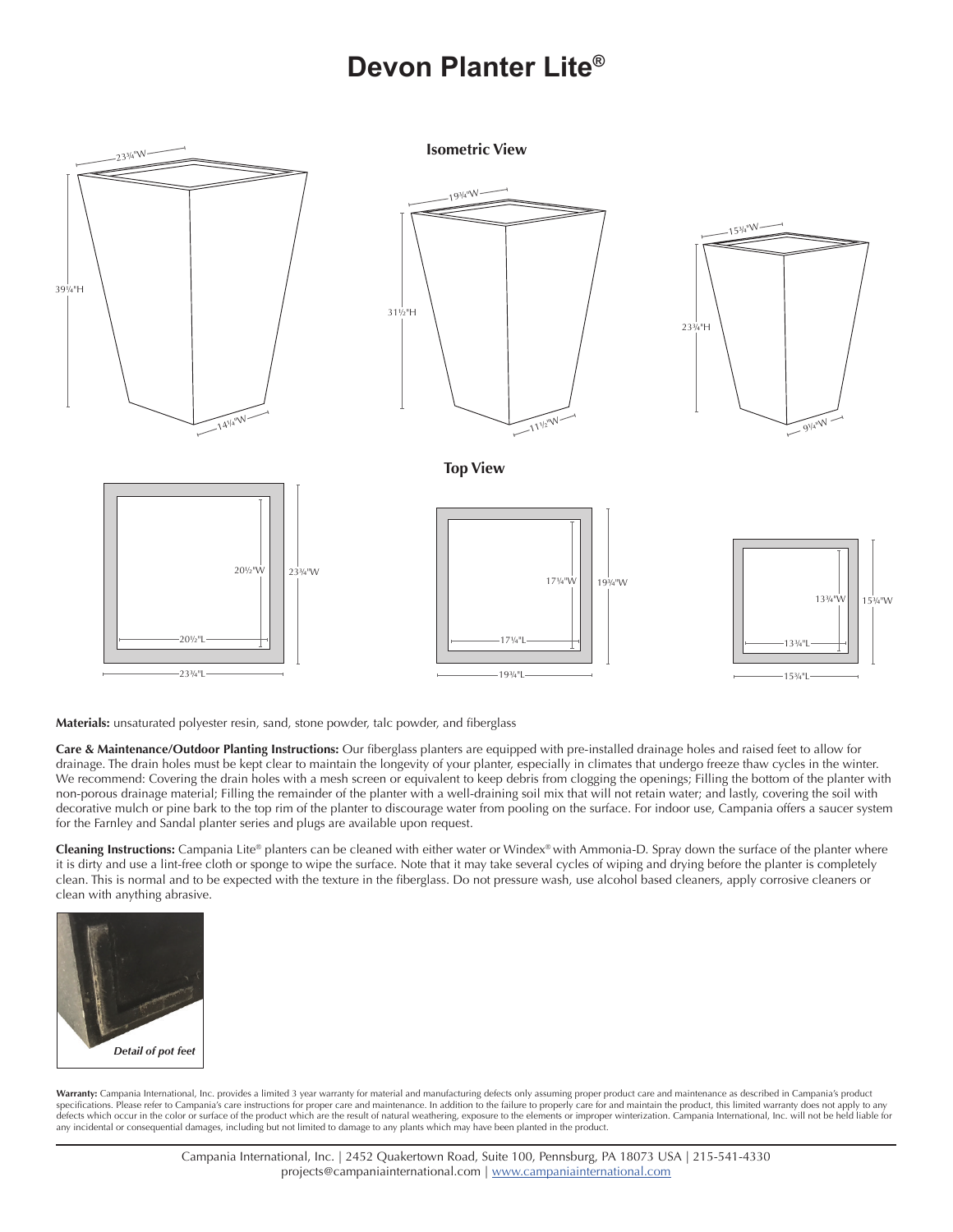# Devon Planter Lite®

**Isometric View**

23¾"W
39¼"H
14¼"W

19¾"W
31½"H
11½"W

15¾"W
23¾"H
9¼"W

**Top View**

20½"W
23¾"W
20½"L
23¾"L

17¼"W
19¾"W
17¼"L
19¾"L

13¾"W
15¾"W
13¾"L
15¾"L

**Materials:** unsaturated polyester resin, sand, stone powder, talc powder, and fiberglass

**Care & Maintenance/Outdoor Planting Instructions:** Our fiberglass planters are equipped with pre-installed drainage holes and raised feet to allow for drainage. The drain holes must be kept clear to maintain the longevity of your planter, especially in climates that undergo freeze thaw cycles in the winter. We recommend: Covering the drain holes with a mesh screen or equivalent to keep debris from clogging the openings; Filling the bottom of the planter with non-porous drainage material; Filling the remainder of the planter with a well-draining soil mix that will not retain water; and lastly, covering the soil with decorative mulch or pine bark to the top rim of the planter to discourage water from pooling on the surface. For indoor use, Campania offers a saucer system for the Farnley and Sandal planter series and plugs are available upon request.

**Cleaning Instructions:** Campania Lite® planters can be cleaned with either water or Windex® with Ammonia-D. Spray down the surface of the planter where it is dirty and use a lint-free cloth or sponge to wipe the surface. Note that it may take several cycles of wiping and drying before the planter is completely clean. This is normal and to be expected with the texture in the fiberglass. Do not pressure wash, use alcohol based cleaners, apply corrosive cleaners or clean with anything abrasive.

*Detail of pot feet*

**Warranty:** Campania International, Inc. provides a limited 3 year warranty for material and manufacturing defects only assuming proper product care and maintenance as described in Campania's product specifications. Please refer to Campania's care instructions for proper care and maintenance. In addition to the failure to properly care for and maintain the product, this limited warranty does not apply to any defects which occur in the color or surface of the product which are the result of natural weathering, exposure to the elements or improper winterization. Campania International, Inc. will not be held liable for any incidental or consequential damages, including but not limited to damage to any plants which may have been planted in the product.

Campania International, Inc. | 2452 Quakertown Road, Suite 100, Pennsburg, PA 18073 USA | 215-541-4330
projects@campaniainternational.com | www.campaniainternational.com